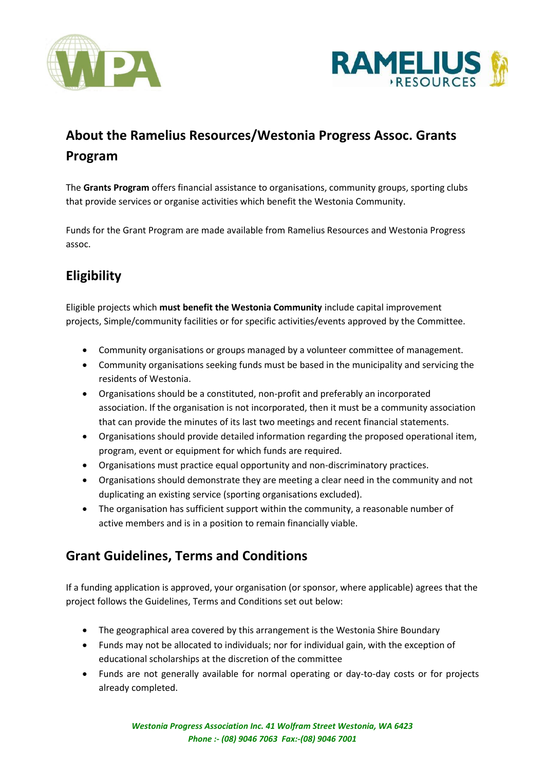## About the Ramelius Resources/Westonia Progress Assoc. Grants Program

The **Grants Program** offers financial assistance to organisations, community groups, sporting clubs that provide services or organise activities which benefit the Westonia Community.

Funds for the Grant Program are made available from Ramelius Resources and Westonia Progress assoc.

## Eligibility

Eligible projects which **must benefit the Westonia Community** include capital improvement projects, Simple/community facilities or for specific activities/events approved by the Committee.

- Community organisations or groups managed by a volunteer committee of management.
- Community organisations seeking funds must be based in the municipality and servicing the residents of Westonia.
- Organisations should be a constituted, non-profit and preferably an incorporated association. If the organisation is not incorporated, then it must be a community association that can provide the minutes of its last two meetings and recent financial statements.
- Organisations should provide detailed information regarding the proposed operational item, program, event or equipment for which funds are required.
- Organisations must practice equal opportunity and non-discriminatory practices.
- Organisations should demonstrate they are meeting a clear need in the community and not duplicating an existing service (sporting organisations excluded).
- The organisation has sufficient support within the community, a reasonable number of active members and is in a position to remain financially viable.

## Grant Guidelines, Terms and Conditions

If a funding application is approved, your organisation (or sponsor, where applicable) agrees that the project follows the Guidelines, Terms and Conditions set out below:

- The geographical area covered by this arrangement is the Westonia Shire Boundary
- Funds may not be allocated to individuals; nor for individual gain, with the exception of educational scholarships at the discretion of the committee
- Funds are not generally available for normal operating or day-to-day costs or for projects already completed.

*Westonia Progress Association Inc. 41 Wolfram Street Westonia, WA 6423*
*Phone :- (08) 9046 7063 Fax:-(08) 9046 7001*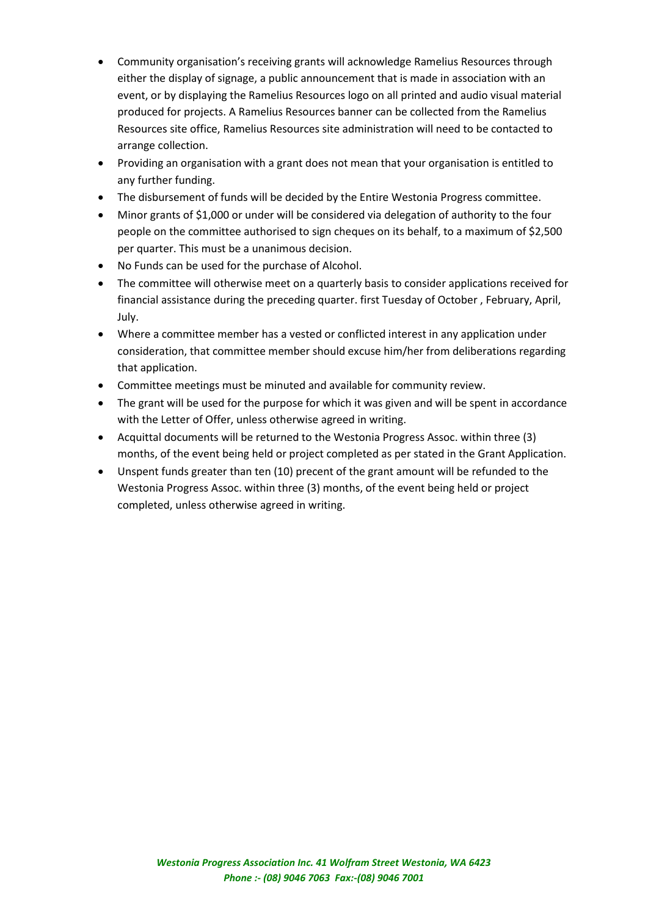- Community organisation's receiving grants will acknowledge Ramelius Resources through either the display of signage, a public announcement that is made in association with an event, or by displaying the Ramelius Resources logo on all printed and audio visual material produced for projects. A Ramelius Resources banner can be collected from the Ramelius Resources site office, Ramelius Resources site administration will need to be contacted to arrange collection.
- Providing an organisation with a grant does not mean that your organisation is entitled to any further funding.
- The disbursement of funds will be decided by the Entire Westonia Progress committee.
- Minor grants of $1,000 or under will be considered via delegation of authority to the four people on the committee authorised to sign cheques on its behalf, to a maximum of $2,500 per quarter. This must be a unanimous decision.
- No Funds can be used for the purchase of Alcohol.
- The committee will otherwise meet on a quarterly basis to consider applications received for financial assistance during the preceding quarter. first Tuesday of October , February, April, July.
- Where a committee member has a vested or conflicted interest in any application under consideration, that committee member should excuse him/her from deliberations regarding that application.
- Committee meetings must be minuted and available for community review.
- The grant will be used for the purpose for which it was given and will be spent in accordance with the Letter of Offer, unless otherwise agreed in writing.
- Acquittal documents will be returned to the Westonia Progress Assoc. within three (3) months, of the event being held or project completed as per stated in the Grant Application.
- Unspent funds greater than ten (10) precent of the grant amount will be refunded to the Westonia Progress Assoc. within three (3) months, of the event being held or project completed, unless otherwise agreed in writing.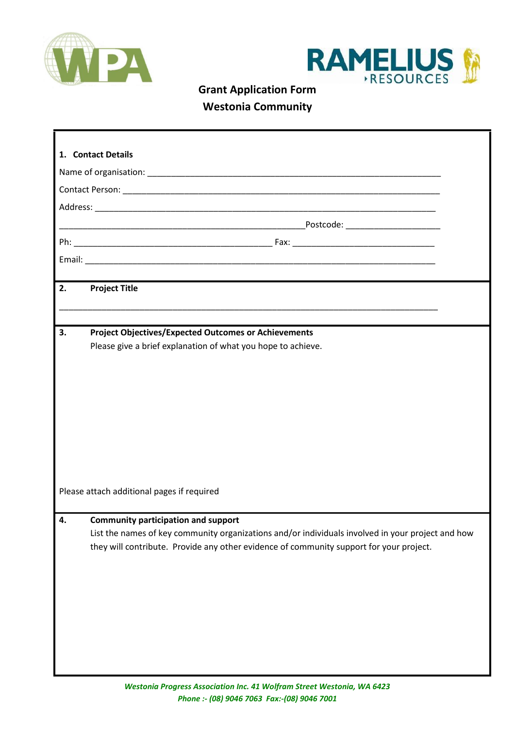# Grant Application Form
## Westonia Community

**1. Contact Details**

Name of organisation: ____________________________________________________________

Contact Person: ________________________________________________________________

Address: ______________________________________________________________________

_____________________________________________________Postcode: ____________________

Ph: ____________________________________________ Fax: _______________________________

Email: ________________________________________________________________________

**2. Project Title**

________________________________________________________________________________

**3. Project Objectives/Expected Outcomes or Achievements**

Please give a brief explanation of what you hope to achieve.

Please attach additional pages if required

**4. Community participation and support**

List the names of key community organizations and/or individuals involved in your project and how they will contribute. Provide any other evidence of community support for your project.

*Westonia Progress Association Inc. 41 Wolfram Street Westonia, WA 6423*
*Phone :- (08) 9046 7063 Fax:-(08) 9046 7001*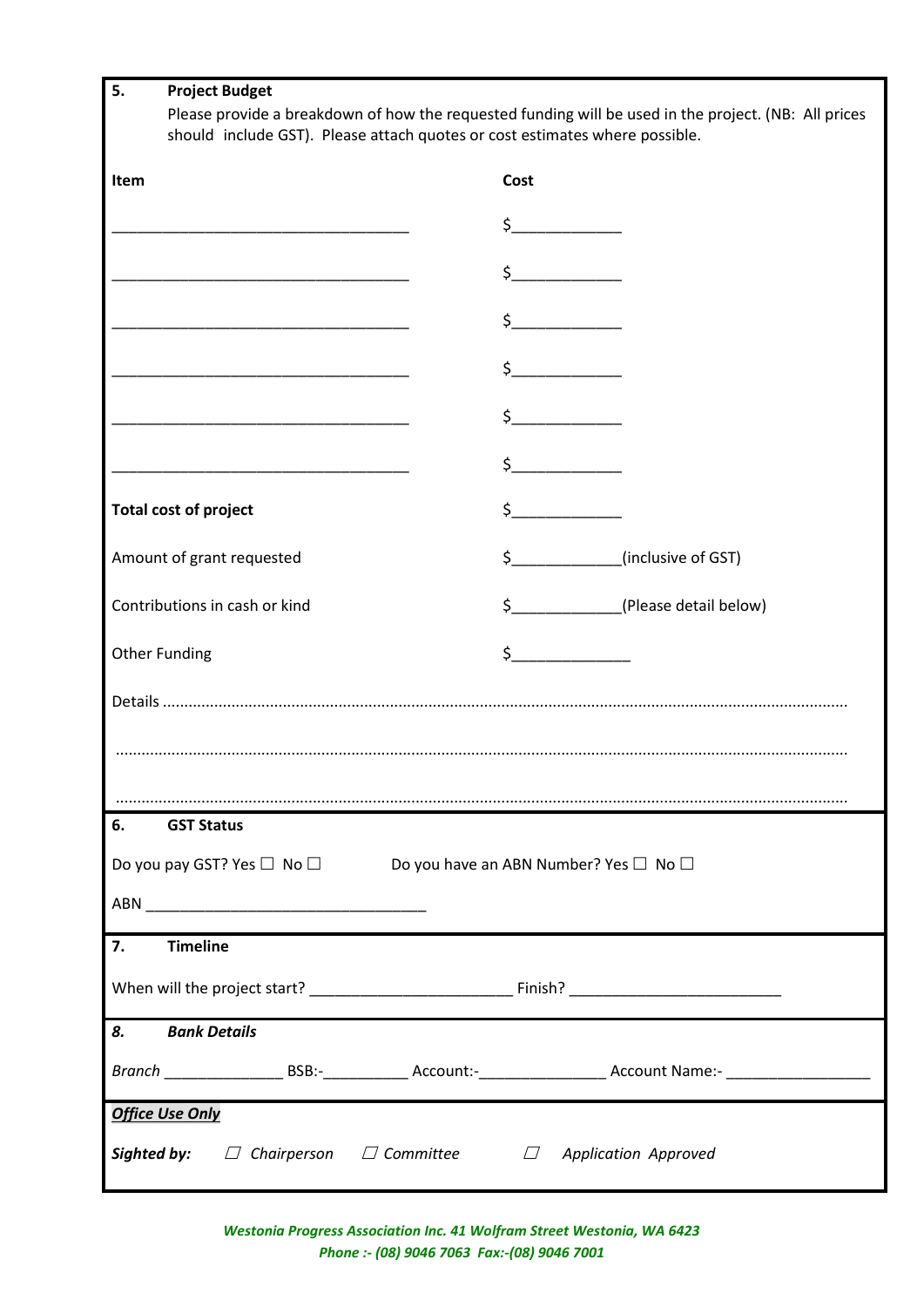**5. Project Budget**

Please provide a breakdown of how the requested funding will be used in the project. (NB: All prices should include GST). Please attach quotes or cost estimates where possible.

| Item | Cost |
|---|---|
| ____________________________________ | $_____________ |
| ____________________________________ | $_____________ |
| ____________________________________ | $_____________ |
| ____________________________________ | $_____________ |
| ____________________________________ | $_____________ |
| ____________________________________ | $_____________ |
| **Total cost of project** | $_____________ |
| Amount of grant requested | $_____________(inclusive of GST) |
| Contributions in cash or kind | $_____________(Please detail below) |
| Other Funding | $______________ |

Details ..........................................................................................................................................................

..........................................................................................................................................................

..........................................................................................................................................................

**6. GST Status**

Do you pay GST? Yes ☐ No ☐ Do you have an ABN Number? Yes ☐ No ☐

ABN _________________________________

**7. Timeline**

When will the project start? ________________________ Finish? _________________________

***8. Bank Details***

*Branch* ______________ BSB:-__________ Account:-_______________ Account Name:- _________________

***Office Use Only***

***Sighted by:*** ☐ *Chairperson* ☐ *Committee* ☐ *Application Approved*

***Westonia Progress Association Inc. 41 Wolfram Street Westonia, WA 6423***
***Phone :- (08) 9046 7063 Fax:-(08) 9046 7001***